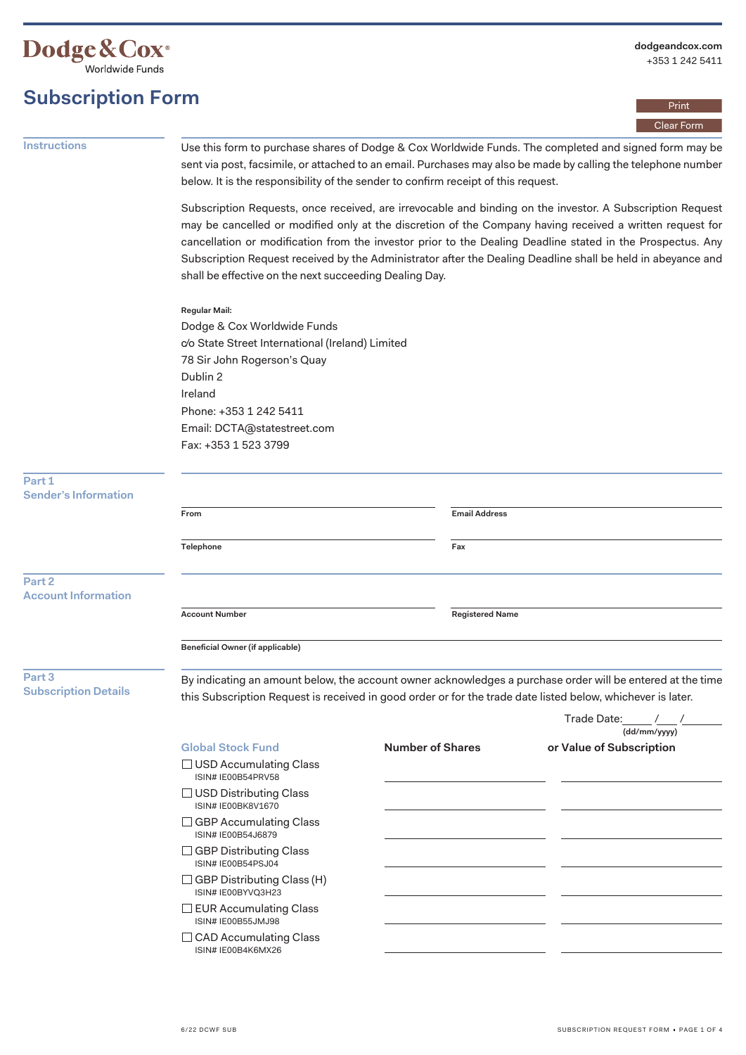Dodge & Cox®
Worldwide Funds

dodgeandcox.com
+353 1 242 5411

# Subscription Form

Print

Clear Form

## Instructions

Use this form to purchase shares of Dodge & Cox Worldwide Funds. The completed and signed form may be sent via post, facsimile, or attached to an email. Purchases may also be made by calling the telephone number below. It is the responsibility of the sender to confirm receipt of this request.

Subscription Requests, once received, are irrevocable and binding on the investor. A Subscription Request may be cancelled or modified only at the discretion of the Company having received a written request for cancellation or modification from the investor prior to the Dealing Deadline stated in the Prospectus. Any Subscription Request received by the Administrator after the Dealing Deadline shall be held in abeyance and shall be effective on the next succeeding Dealing Day.

**Regular Mail:**
Dodge & Cox Worldwide Funds
c/o State Street International (Ireland) Limited
78 Sir John Rogerson's Quay
Dublin 2
Ireland
Phone: +353 1 242 5411
Email: DCTA@statestreet.com
Fax: +353 1 523 3799

## Part 1 Sender's Information

**From** ____________________ **Email Address** ____________________

**Telephone** ____________________ **Fax** ____________________

## Part 2 Account Information

**Account Number** ____________________ **Registered Name** ____________________

**Beneficial Owner (if applicable)** ____________________

## Part 3 Subscription Details

By indicating an amount below, the account owner acknowledges a purchase order will be entered at the time this Subscription Request is received in good order or for the trade date listed below, whichever is later.

Trade Date: _____ / ___ / ______
(dd/mm/yyyy)

| Global Stock Fund | Number of Shares | or Value of Subscription |
|---|---|---|
| ☐ USD Accumulating Class<br>ISIN# IE00B54PRV58 | | |
| ☐ USD Distributing Class<br>ISIN# IE00BK8V1670 | | |
| ☐ GBP Accumulating Class<br>ISIN# IE00B54J6879 | | |
| ☐ GBP Distributing Class<br>ISIN# IE00B54PSJ04 | | |
| ☐ GBP Distributing Class (H)<br>ISIN# IE00BYVQ3H23 | | |
| ☐ EUR Accumulating Class<br>ISIN# IE00B55JMJ98 | | |
| ☐ CAD Accumulating Class<br>ISIN# IE00B4K6MX26 | | |

6/22 DCWF SUB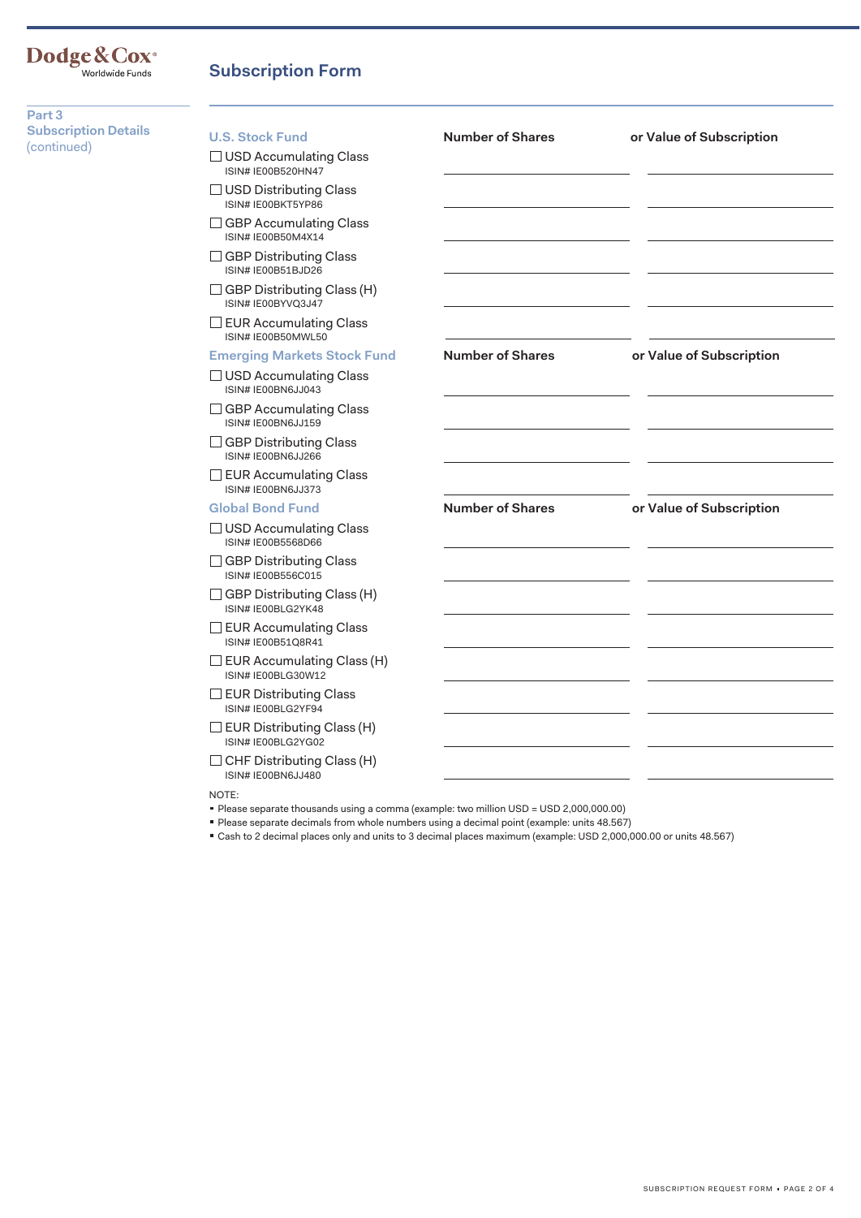# Subscription Form

## Part 3
**Subscription Details**
(continued)

### U.S. Stock Fund

| U.S. Stock Fund | Number of Shares | or Value of Subscription |
|---|---|---|
| ☐ USD Accumulating Class<br>ISIN# IE00B520HN47 | | |
| ☐ USD Distributing Class<br>ISIN# IE00BKT5YP86 | | |
| ☐ GBP Accumulating Class<br>ISIN# IE00B50M4X14 | | |
| ☐ GBP Distributing Class<br>ISIN# IE00B51BJD26 | | |
| ☐ GBP Distributing Class (H)<br>ISIN# IE00BYVQ3J47 | | |
| ☐ EUR Accumulating Class<br>ISIN# IE00B50MWL50 | | |

### Emerging Markets Stock Fund

| Emerging Markets Stock Fund | Number of Shares | or Value of Subscription |
|---|---|---|
| ☐ USD Accumulating Class<br>ISIN# IE00BN6JJ043 | | |
| ☐ GBP Accumulating Class<br>ISIN# IE00BN6JJ159 | | |
| ☐ GBP Distributing Class<br>ISIN# IE00BN6JJ266 | | |
| ☐ EUR Accumulating Class<br>ISIN# IE00BN6JJ373 | | |

### Global Bond Fund

| Global Bond Fund | Number of Shares | or Value of Subscription |
|---|---|---|
| ☐ USD Accumulating Class<br>ISIN# IE00B5568D66 | | |
| ☐ GBP Distributing Class<br>ISIN# IE00B556C015 | | |
| ☐ GBP Distributing Class (H)<br>ISIN# IE00BLG2YK48 | | |
| ☐ EUR Accumulating Class<br>ISIN# IE00B51Q8R41 | | |
| ☐ EUR Accumulating Class (H)<br>ISIN# IE00BLG30W12 | | |
| ☐ EUR Distributing Class<br>ISIN# IE00BLG2YF94 | | |
| ☐ EUR Distributing Class (H)<br>ISIN# IE00BLG2YG02 | | |
| ☐ CHF Distributing Class (H)<br>ISIN# IE00BN6JJ480 | | |

NOTE:

- Please separate thousands using a comma (example: two million USD = USD 2,000,000.00)
- Please separate decimals from whole numbers using a decimal point (example: units 48.567)
- Cash to 2 decimal places only and units to 3 decimal places maximum (example: USD 2,000,000.00 or units 48.567)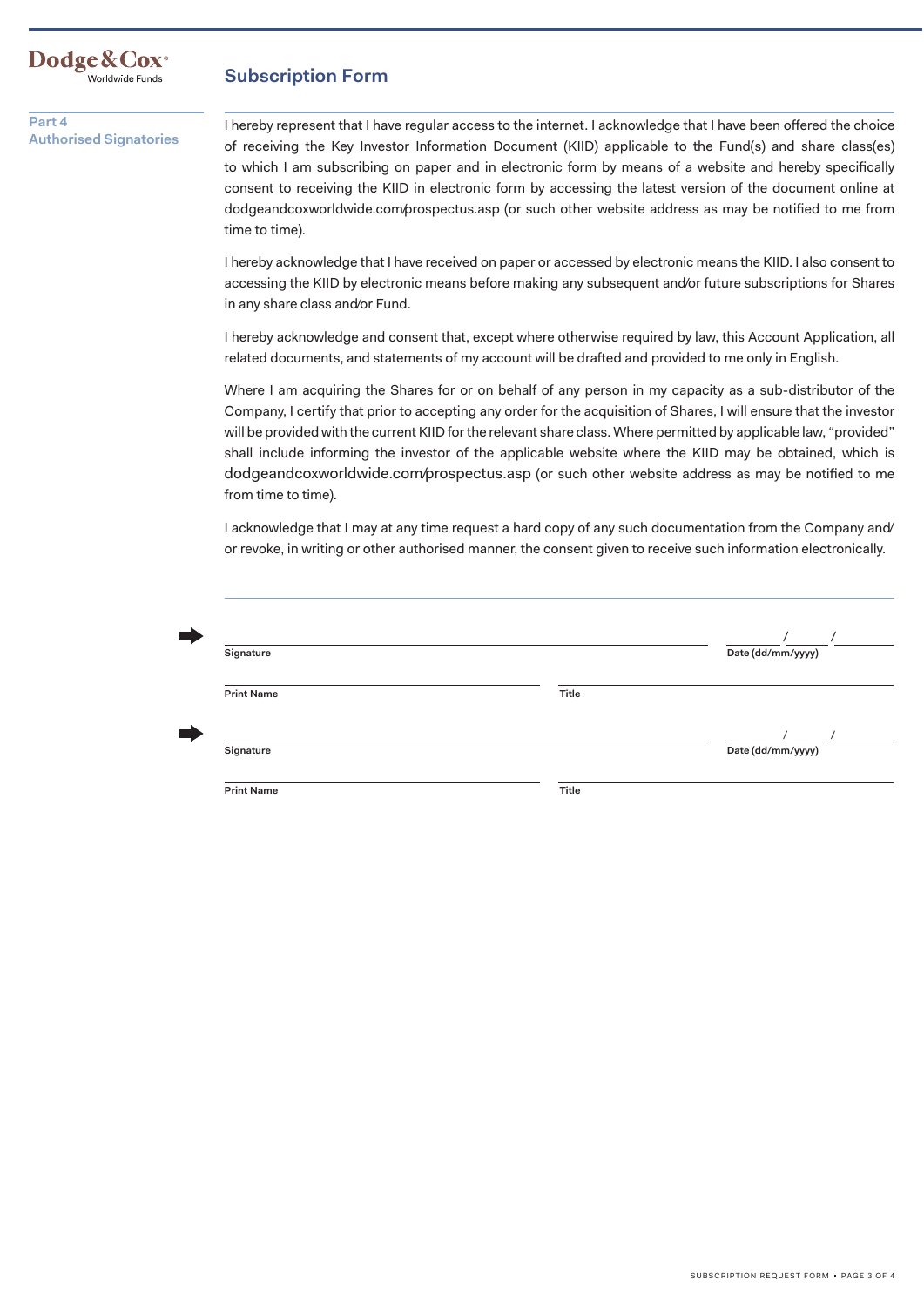## Subscription Form

### Part 4 Authorised Signatories

I hereby represent that I have regular access to the internet. I acknowledge that I have been offered the choice of receiving the Key Investor Information Document (KIID) applicable to the Fund(s) and share class(es) to which I am subscribing on paper and in electronic form by means of a website and hereby specifically consent to receiving the KIID in electronic form by accessing the latest version of the document online at dodgeandcoxworldwide.com/prospectus.asp (or such other website address as may be notified to me from time to time).

I hereby acknowledge that I have received on paper or accessed by electronic means the KIID. I also consent to accessing the KIID by electronic means before making any subsequent and/or future subscriptions for Shares in any share class and/or Fund.

I hereby acknowledge and consent that, except where otherwise required by law, this Account Application, all related documents, and statements of my account will be drafted and provided to me only in English.

Where I am acquiring the Shares for or on behalf of any person in my capacity as a sub-distributor of the Company, I certify that prior to accepting any order for the acquisition of Shares, I will ensure that the investor will be provided with the current KIID for the relevant share class. Where permitted by applicable law, "provided" shall include informing the investor of the applicable website where the KIID may be obtained, which is dodgeandcoxworldwide.com/prospectus.asp (or such other website address as may be notified to me from time to time).

I acknowledge that I may at any time request a hard copy of any such documentation from the Company and/or revoke, in writing or other authorised manner, the consent given to receive such information electronically.

Signature ______________________ Date (dd/mm/yyyy) ____/____/______

Print Name ______________________ Title ______________________

Signature ______________________ Date (dd/mm/yyyy) ____/____/______

Print Name ______________________ Title ______________________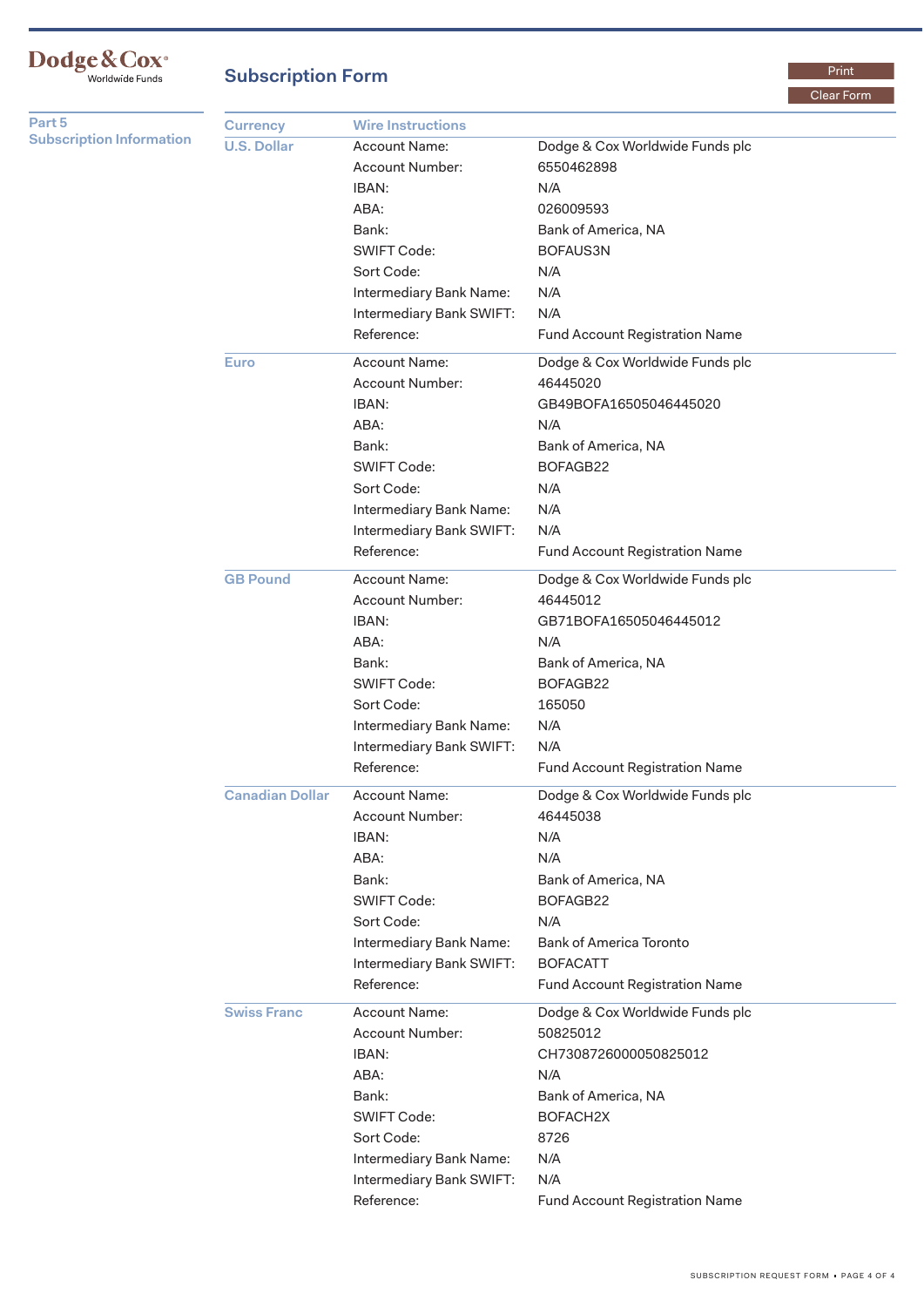Dodge & Cox® Worldwide Funds

# Subscription Form

Print | Clear Form

## Part 5
## Subscription Information

| Currency | Wire Instructions | |
|---|---|---|
| U.S. Dollar | Account Name: | Dodge & Cox Worldwide Funds plc |
| | Account Number: | 6550462898 |
| | IBAN: | N/A |
| | ABA: | 026009593 |
| | Bank: | Bank of America, NA |
| | SWIFT Code: | BOFAUS3N |
| | Sort Code: | N/A |
| | Intermediary Bank Name: | N/A |
| | Intermediary Bank SWIFT: | N/A |
| | Reference: | Fund Account Registration Name |
| Euro | Account Name: | Dodge & Cox Worldwide Funds plc |
| | Account Number: | 46445020 |
| | IBAN: | GB49BOFA16505046445020 |
| | ABA: | N/A |
| | Bank: | Bank of America, NA |
| | SWIFT Code: | BOFAGB22 |
| | Sort Code: | N/A |
| | Intermediary Bank Name: | N/A |
| | Intermediary Bank SWIFT: | N/A |
| | Reference: | Fund Account Registration Name |
| GB Pound | Account Name: | Dodge & Cox Worldwide Funds plc |
| | Account Number: | 46445012 |
| | IBAN: | GB71BOFA16505046445012 |
| | ABA: | N/A |
| | Bank: | Bank of America, NA |
| | SWIFT Code: | BOFAGB22 |
| | Sort Code: | 165050 |
| | Intermediary Bank Name: | N/A |
| | Intermediary Bank SWIFT: | N/A |
| | Reference: | Fund Account Registration Name |
| Canadian Dollar | Account Name: | Dodge & Cox Worldwide Funds plc |
| | Account Number: | 46445038 |
| | IBAN: | N/A |
| | ABA: | N/A |
| | Bank: | Bank of America, NA |
| | SWIFT Code: | BOFAGB22 |
| | Sort Code: | N/A |
| | Intermediary Bank Name: | Bank of America Toronto |
| | Intermediary Bank SWIFT: | BOFACATT |
| | Reference: | Fund Account Registration Name |
| Swiss Franc | Account Name: | Dodge & Cox Worldwide Funds plc |
| | Account Number: | 50825012 |
| | IBAN: | CH7308726000050825012 |
| | ABA: | N/A |
| | Bank: | Bank of America, NA |
| | SWIFT Code: | BOFACH2X |
| | Sort Code: | 8726 |
| | Intermediary Bank Name: | N/A |
| | Intermediary Bank SWIFT: | N/A |
| | Reference: | Fund Account Registration Name |